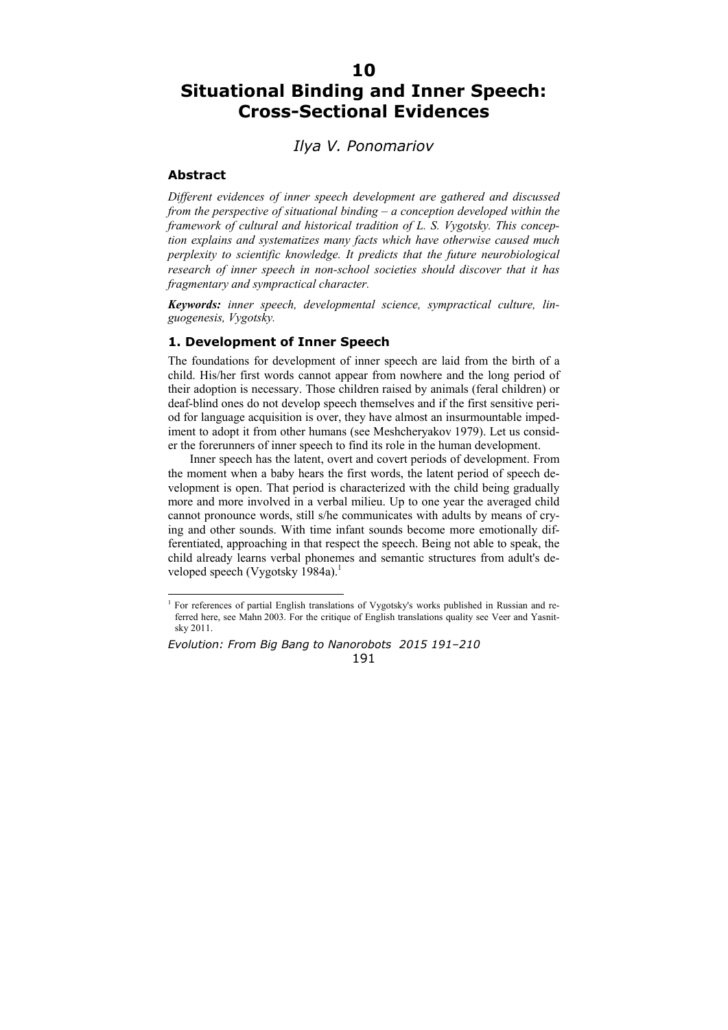# 10
# Situational Binding and Inner Speech: Cross-Sectional Evidences

*Ilya V. Ponomariov*

### Abstract

*Different evidences of inner speech development are gathered and discussed from the perspective of situational binding – a conception developed within the framework of cultural and historical tradition of L. S. Vygotsky. This conception explains and systematizes many facts which have otherwise caused much perplexity to scientific knowledge. It predicts that the future neurobiological research of inner speech in non-school societies should discover that it has fragmentary and sympractical character.*

***Keywords:*** *inner speech, developmental science, sympractical culture, linguogenesis, Vygotsky.*

### 1. Development of Inner Speech

The foundations for development of inner speech are laid from the birth of a child. His/her first words cannot appear from nowhere and the long period of their adoption is necessary. Those children raised by animals (feral children) or deaf-blind ones do not develop speech themselves and if the first sensitive period for language acquisition is over, they have almost an insurmountable impediment to adopt it from other humans (see Meshcheryakov 1979). Let us consider the forerunners of inner speech to find its role in the human development.

Inner speech has the latent, overt and covert periods of development. From the moment when a baby hears the first words, the latent period of speech development is open. That period is characterized with the child being gradually more and more involved in a verbal milieu. Up to one year the averaged child cannot pronounce words, still s/he communicates with adults by means of crying and other sounds. With time infant sounds become more emotionally differentiated, approaching in that respect the speech. Being not able to speak, the child already learns verbal phonemes and semantic structures from adult's developed speech (Vygotsky 1984a).[1]

[1] For references of partial English translations of Vygotsky's works published in Russian and referred here, see Mahn 2003. For the critique of English translations quality see Veer and Yasnitsky 2011.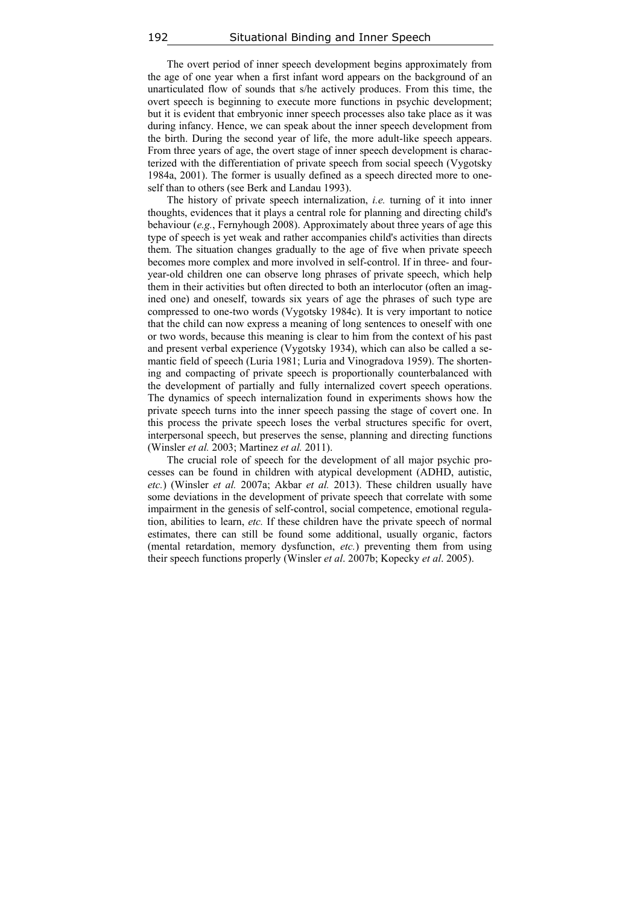The overt period of inner speech development begins approximately from the age of one year when a first infant word appears on the background of an unarticulated flow of sounds that s/he actively produces. From this time, the overt speech is beginning to execute more functions in psychic development; but it is evident that embryonic inner speech processes also take place as it was during infancy. Hence, we can speak about the inner speech development from the birth. During the second year of life, the more adult-like speech appears. From three years of age, the overt stage of inner speech development is characterized with the differentiation of private speech from social speech (Vygotsky 1984a, 2001). The former is usually defined as a speech directed more to oneself than to others (see Berk and Landau 1993).

The history of private speech internalization, *i.e.* turning of it into inner thoughts, evidences that it plays a central role for planning and directing child's behaviour (*e.g.*, Fernyhough 2008). Approximately about three years of age this type of speech is yet weak and rather accompanies child's activities than directs them. The situation changes gradually to the age of five when private speech becomes more complex and more involved in self-control. If in three- and four-year-old children one can observe long phrases of private speech, which help them in their activities but often directed to both an interlocutor (often an imagined one) and oneself, towards six years of age the phrases of such type are compressed to one-two words (Vygotsky 1984c). It is very important to notice that the child can now express a meaning of long sentences to oneself with one or two words, because this meaning is clear to him from the context of his past and present verbal experience (Vygotsky 1934), which can also be called a semantic field of speech (Luria 1981; Luria and Vinogradova 1959). The shortening and compacting of private speech is proportionally counterbalanced with the development of partially and fully internalized covert speech operations. The dynamics of speech internalization found in experiments shows how the private speech turns into the inner speech passing the stage of covert one. In this process the private speech loses the verbal structures specific for overt, interpersonal speech, but preserves the sense, planning and directing functions (Winsler *et al.* 2003; Martinez *et al.* 2011).

The crucial role of speech for the development of all major psychic processes can be found in children with atypical development (ADHD, autistic, *etc.*) (Winsler *et al.* 2007a; Akbar *et al.* 2013). These children usually have some deviations in the development of private speech that correlate with some impairment in the genesis of self-control, social competence, emotional regulation, abilities to learn, *etc.* If these children have the private speech of normal estimates, there can still be found some additional, usually organic, factors (mental retardation, memory dysfunction, *etc.*) preventing them from using their speech functions properly (Winsler *et al*. 2007b; Kopecky *et al*. 2005).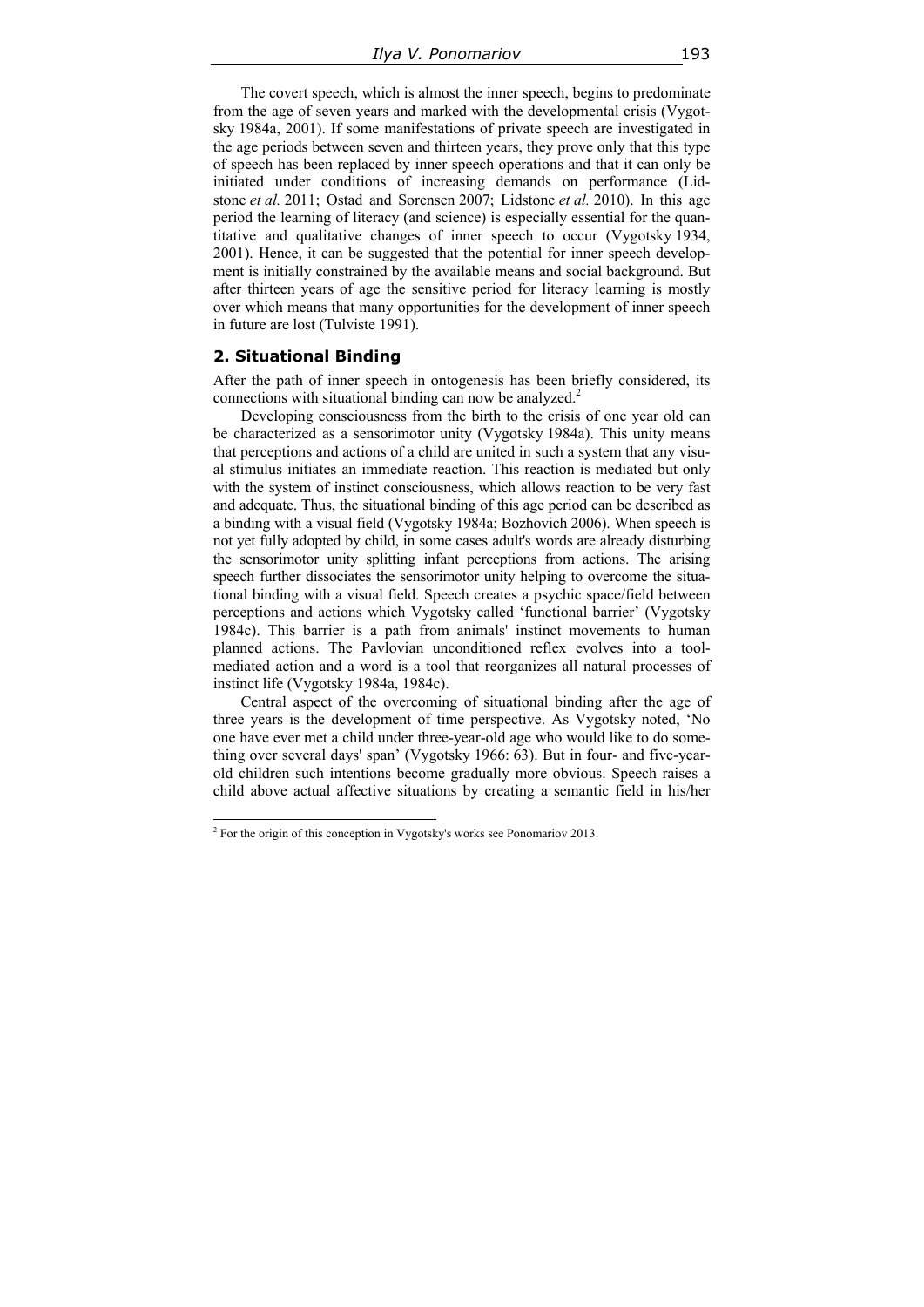The covert speech, which is almost the inner speech, begins to predominate from the age of seven years and marked with the developmental crisis (Vygotsky 1984a, 2001). If some manifestations of private speech are investigated in the age periods between seven and thirteen years, they prove only that this type of speech has been replaced by inner speech operations and that it can only be initiated under conditions of increasing demands on performance (Lidstone *et al.* 2011; Ostad and Sorensen 2007; Lidstone *et al.* 2010). In this age period the learning of literacy (and science) is especially essential for the quantitative and qualitative changes of inner speech to occur (Vygotsky 1934, 2001). Hence, it can be suggested that the potential for inner speech development is initially constrained by the available means and social background. But after thirteen years of age the sensitive period for literacy learning is mostly over which means that many opportunities for the development of inner speech in future are lost (Tulviste 1991).

## 2. Situational Binding

After the path of inner speech in ontogenesis has been briefly considered, its connections with situational binding can now be analyzed.[2]

Developing consciousness from the birth to the crisis of one year old can be characterized as a sensorimotor unity (Vygotsky 1984a). This unity means that perceptions and actions of a child are united in such a system that any visual stimulus initiates an immediate reaction. This reaction is mediated but only with the system of instinct consciousness, which allows reaction to be very fast and adequate. Thus, the situational binding of this age period can be described as a binding with a visual field (Vygotsky 1984a; Bozhovich 2006). When speech is not yet fully adopted by child, in some cases adult's words are already disturbing the sensorimotor unity splitting infant perceptions from actions. The arising speech further dissociates the sensorimotor unity helping to overcome the situational binding with a visual field. Speech creates a psychic space/field between perceptions and actions which Vygotsky called 'functional barrier' (Vygotsky 1984c). This barrier is a path from animals' instinct movements to human planned actions. The Pavlovian unconditioned reflex evolves into a tool-mediated action and a word is a tool that reorganizes all natural processes of instinct life (Vygotsky 1984a, 1984c).

Central aspect of the overcoming of situational binding after the age of three years is the development of time perspective. As Vygotsky noted, 'No one have ever met a child under three-year-old age who would like to do something over several days' span' (Vygotsky 1966: 63). But in four- and five-year-old children such intentions become gradually more obvious. Speech raises a child above actual affective situations by creating a semantic field in his/her

[2] For the origin of this conception in Vygotsky's works see Ponomariov 2013.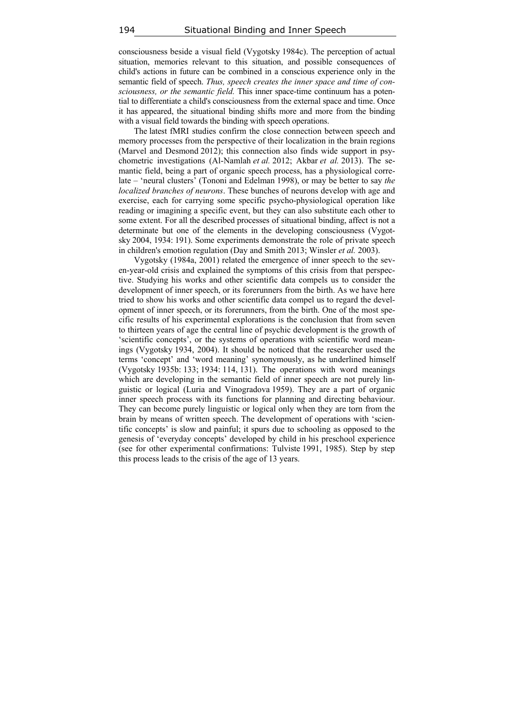consciousness beside a visual field (Vygotsky 1984c). The perception of actual situation, memories relevant to this situation, and possible consequences of child's actions in future can be combined in a conscious experience only in the semantic field of speech. *Thus, speech creates the inner space and time of consciousness, or the semantic field.* This inner space-time continuum has a potential to differentiate a child's consciousness from the external space and time. Once it has appeared, the situational binding shifts more and more from the binding with a visual field towards the binding with speech operations.

The latest fMRI studies confirm the close connection between speech and memory processes from the perspective of their localization in the brain regions (Marvel and Desmond 2012); this connection also finds wide support in psychometric investigations (Al-Namlah *et al.* 2012; Akbar *et al.* 2013). The semantic field, being a part of organic speech process, has a physiological correlate – 'neural clusters' (Tononi and Edelman 1998), or may be better to say *the localized branches of neurons*. These bunches of neurons develop with age and exercise, each for carrying some specific psycho-physiological operation like reading or imagining a specific event, but they can also substitute each other to some extent. For all the described processes of situational binding, affect is not a determinate but one of the elements in the developing consciousness (Vygotsky 2004, 1934: 191). Some experiments demonstrate the role of private speech in children's emotion regulation (Day and Smith 2013; Winsler *et al.* 2003).

Vygotsky (1984a, 2001) related the emergence of inner speech to the seven-year-old crisis and explained the symptoms of this crisis from that perspective. Studying his works and other scientific data compels us to consider the development of inner speech, or its forerunners from the birth. As we have here tried to show his works and other scientific data compel us to regard the development of inner speech, or its forerunners, from the birth. One of the most specific results of his experimental explorations is the conclusion that from seven to thirteen years of age the central line of psychic development is the growth of 'scientific concepts', or the systems of operations with scientific word meanings (Vygotsky 1934, 2004). It should be noticed that the researcher used the terms 'concept' and 'word meaning' synonymously, as he underlined himself (Vygotsky 1935b: 133; 1934: 114, 131). The operations with word meanings which are developing in the semantic field of inner speech are not purely linguistic or logical (Luria and Vinogradova 1959). They are a part of organic inner speech process with its functions for planning and directing behaviour. They can become purely linguistic or logical only when they are torn from the brain by means of written speech. The development of operations with 'scientific concepts' is slow and painful; it spurs due to schooling as opposed to the genesis of 'everyday concepts' developed by child in his preschool experience (see for other experimental confirmations: Tulviste 1991, 1985). Step by step this process leads to the crisis of the age of 13 years.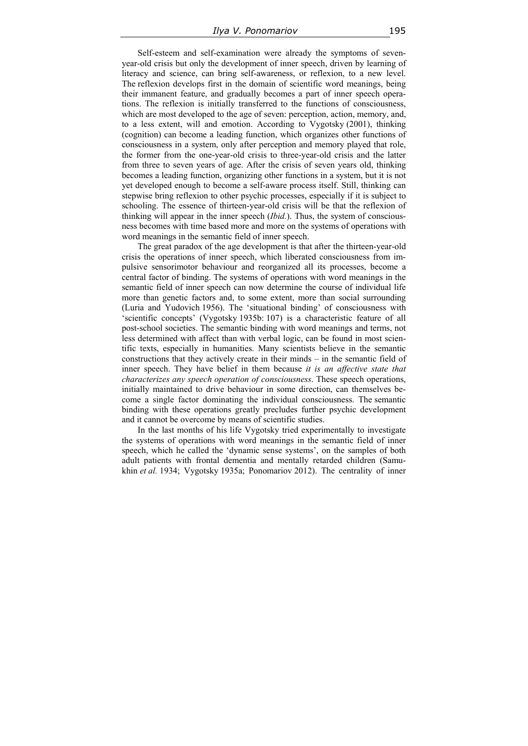Self-esteem and self-examination were already the symptoms of seven-year-old crisis but only the development of inner speech, driven by learning of literacy and science, can bring self-awareness, or reflexion, to a new level. The reflexion develops first in the domain of scientific word meanings, being their immanent feature, and gradually becomes a part of inner speech operations. The reflexion is initially transferred to the functions of consciousness, which are most developed to the age of seven: perception, action, memory, and, to a less extent, will and emotion. According to Vygotsky (2001), thinking (cognition) can become a leading function, which organizes other functions of consciousness in a system, only after perception and memory played that role, the former from the one-year-old crisis to three-year-old crisis and the latter from three to seven years of age. After the crisis of seven years old, thinking becomes a leading function, organizing other functions in a system, but it is not yet developed enough to become a self-aware process itself. Still, thinking can stepwise bring reflexion to other psychic processes, especially if it is subject to schooling. The essence of thirteen-year-old crisis will be that the reflexion of thinking will appear in the inner speech (*Ibid.*). Thus, the system of consciousness becomes with time based more and more on the systems of operations with word meanings in the semantic field of inner speech.

The great paradox of the age development is that after the thirteen-year-old crisis the operations of inner speech, which liberated consciousness from impulsive sensorimotor behaviour and reorganized all its processes, become a central factor of binding. The systems of operations with word meanings in the semantic field of inner speech can now determine the course of individual life more than genetic factors and, to some extent, more than social surrounding (Luria and Yudovich 1956). The 'situational binding' of consciousness with 'scientific concepts' (Vygotsky 1935b: 107) is a characteristic feature of all post-school societies. The semantic binding with word meanings and terms, not less determined with affect than with verbal logic, can be found in most scientific texts, especially in humanities. Many scientists believe in the semantic constructions that they actively create in their minds – in the semantic field of inner speech. They have belief in them because *it is an affective state that characterizes any speech operation of consciousness*. These speech operations, initially maintained to drive behaviour in some direction, can themselves become a single factor dominating the individual consciousness. The semantic binding with these operations greatly precludes further psychic development and it cannot be overcome by means of scientific studies.

In the last months of his life Vygotsky tried experimentally to investigate the systems of operations with word meanings in the semantic field of inner speech, which he called the 'dynamic sense systems', on the samples of both adult patients with frontal dementia and mentally retarded children (Samukhin *et al.* 1934; Vygotsky 1935a; Ponomariov 2012). The centrality of inner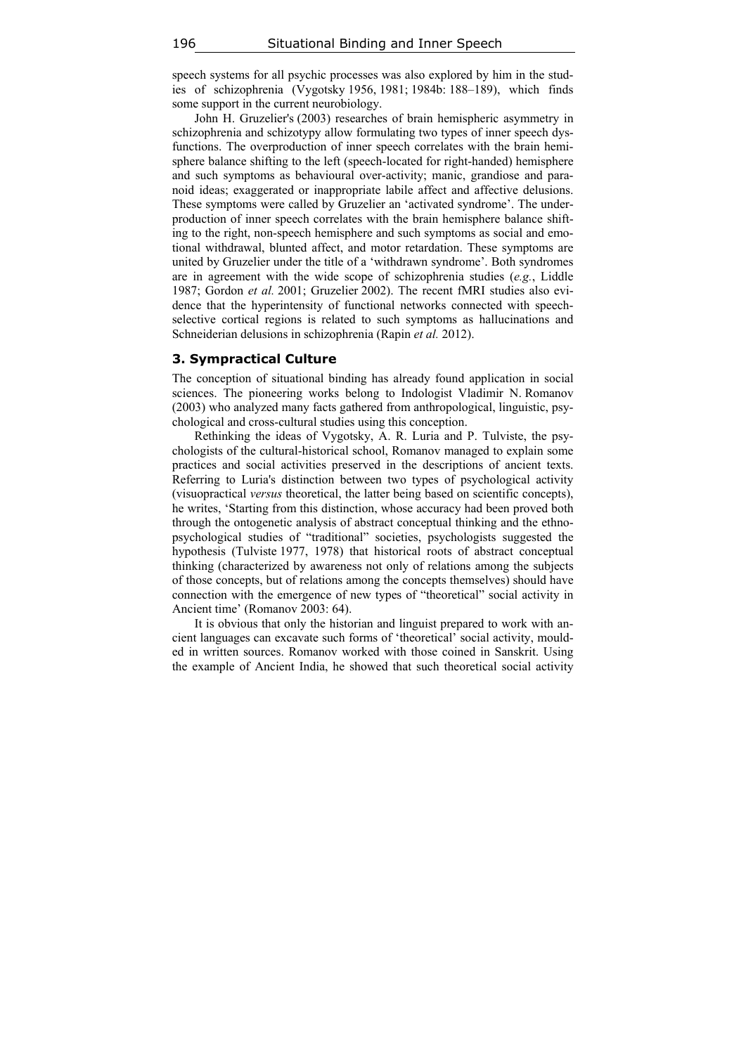speech systems for all psychic processes was also explored by him in the studies of schizophrenia (Vygotsky 1956, 1981; 1984b: 188–189), which finds some support in the current neurobiology.

John H. Gruzelier's (2003) researches of brain hemispheric asymmetry in schizophrenia and schizotypy allow formulating two types of inner speech dysfunctions. The overproduction of inner speech correlates with the brain hemisphere balance shifting to the left (speech-located for right-handed) hemisphere and such symptoms as behavioural over-activity; manic, grandiose and paranoid ideas; exaggerated or inappropriate labile affect and affective delusions. These symptoms were called by Gruzelier an 'activated syndrome'. The underproduction of inner speech correlates with the brain hemisphere balance shifting to the right, non-speech hemisphere and such symptoms as social and emotional withdrawal, blunted affect, and motor retardation. These symptoms are united by Gruzelier under the title of a 'withdrawn syndrome'. Both syndromes are in agreement with the wide scope of schizophrenia studies (*e.g.*, Liddle 1987; Gordon *et al.* 2001; Gruzelier 2002). The recent fMRI studies also evidence that the hyperintensity of functional networks connected with speech-selective cortical regions is related to such symptoms as hallucinations and Schneiderian delusions in schizophrenia (Rapin *et al.* 2012).

## 3. Sympractical Culture

The conception of situational binding has already found application in social sciences. The pioneering works belong to Indologist Vladimir N. Romanov (2003) who analyzed many facts gathered from anthropological, linguistic, psychological and cross-cultural studies using this conception.

Rethinking the ideas of Vygotsky, A. R. Luria and P. Tulviste, the psychologists of the cultural-historical school, Romanov managed to explain some practices and social activities preserved in the descriptions of ancient texts. Referring to Luria's distinction between two types of psychological activity (visuopractical *versus* theoretical, the latter being based on scientific concepts), he writes, 'Starting from this distinction, whose accuracy had been proved both through the ontogenetic analysis of abstract conceptual thinking and the ethnopsychological studies of "traditional" societies, psychologists suggested the hypothesis (Tulviste 1977, 1978) that historical roots of abstract conceptual thinking (characterized by awareness not only of relations among the subjects of those concepts, but of relations among the concepts themselves) should have connection with the emergence of new types of "theoretical" social activity in Ancient time' (Romanov 2003: 64).

It is obvious that only the historian and linguist prepared to work with ancient languages can excavate such forms of 'theoretical' social activity, moulded in written sources. Romanov worked with those coined in Sanskrit. Using the example of Ancient India, he showed that such theoretical social activity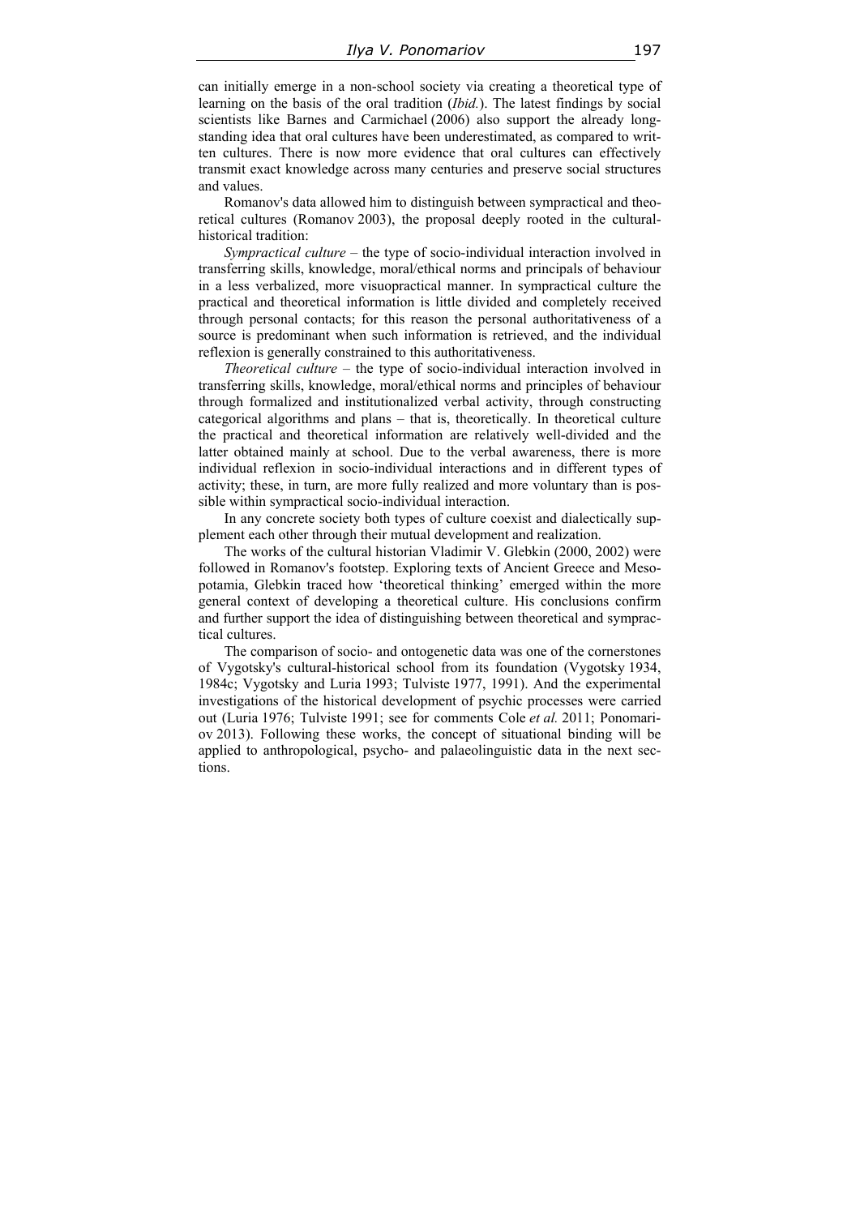can initially emerge in a non-school society via creating a theoretical type of learning on the basis of the oral tradition (*Ibid.*). The latest findings by social scientists like Barnes and Carmichael (2006) also support the already long-standing idea that oral cultures have been underestimated, as compared to written cultures. There is now more evidence that oral cultures can effectively transmit exact knowledge across many centuries and preserve social structures and values.

Romanov's data allowed him to distinguish between sympractical and theoretical cultures (Romanov 2003), the proposal deeply rooted in the cultural-historical tradition:

*Sympractical culture* – the type of socio-individual interaction involved in transferring skills, knowledge, moral/ethical norms and principals of behaviour in a less verbalized, more visuopractical manner. In sympractical culture the practical and theoretical information is little divided and completely received through personal contacts; for this reason the personal authoritativeness of a source is predominant when such information is retrieved, and the individual reflexion is generally constrained to this authoritativeness.

*Theoretical culture* – the type of socio-individual interaction involved in transferring skills, knowledge, moral/ethical norms and principles of behaviour through formalized and institutionalized verbal activity, through constructing categorical algorithms and plans – that is, theoretically. In theoretical culture the practical and theoretical information are relatively well-divided and the latter obtained mainly at school. Due to the verbal awareness, there is more individual reflexion in socio-individual interactions and in different types of activity; these, in turn, are more fully realized and more voluntary than is possible within sympractical socio-individual interaction.

In any concrete society both types of culture coexist and dialectically supplement each other through their mutual development and realization.

The works of the cultural historian Vladimir V. Glebkin (2000, 2002) were followed in Romanov's footstep. Exploring texts of Ancient Greece and Mesopotamia, Glebkin traced how 'theoretical thinking' emerged within the more general context of developing a theoretical culture. His conclusions confirm and further support the idea of distinguishing between theoretical and sympractical cultures.

The comparison of socio- and ontogenetic data was one of the cornerstones of Vygotsky's cultural-historical school from its foundation (Vygotsky 1934, 1984c; Vygotsky and Luria 1993; Tulviste 1977, 1991). And the experimental investigations of the historical development of psychic processes were carried out (Luria 1976; Tulviste 1991; see for comments Cole *et al.* 2011; Ponomariov 2013). Following these works, the concept of situational binding will be applied to anthropological, psycho- and palaeolinguistic data in the next sections.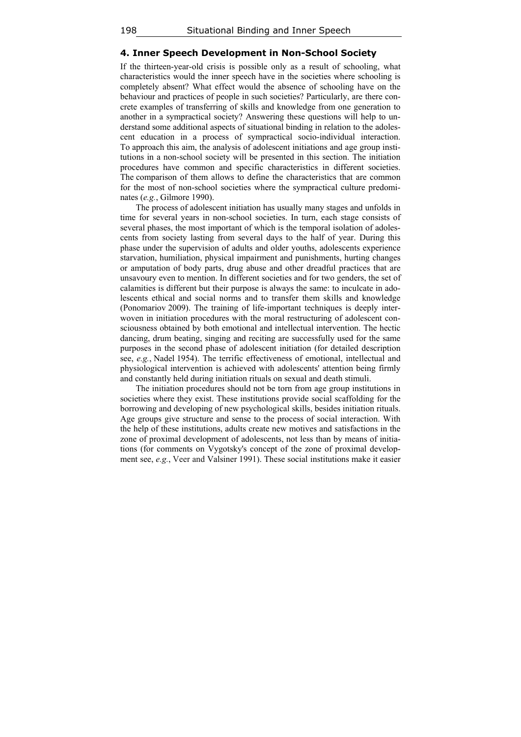## 4. Inner Speech Development in Non-School Society

If the thirteen-year-old crisis is possible only as a result of schooling, what characteristics would the inner speech have in the societies where schooling is completely absent? What effect would the absence of schooling have on the behaviour and practices of people in such societies? Particularly, are there concrete examples of transferring of skills and knowledge from one generation to another in a sympractical society? Answering these questions will help to understand some additional aspects of situational binding in relation to the adolescent education in a process of sympractical socio-individual interaction. To approach this aim, the analysis of adolescent initiations and age group institutions in a non-school society will be presented in this section. The initiation procedures have common and specific characteristics in different societies. The comparison of them allows to define the characteristics that are common for the most of non-school societies where the sympractical culture predominates (*e.g.*, Gilmore 1990).

The process of adolescent initiation has usually many stages and unfolds in time for several years in non-school societies. In turn, each stage consists of several phases, the most important of which is the temporal isolation of adolescents from society lasting from several days to the half of year. During this phase under the supervision of adults and older youths, adolescents experience starvation, humiliation, physical impairment and punishments, hurting changes or amputation of body parts, drug abuse and other dreadful practices that are unsavoury even to mention. In different societies and for two genders, the set of calamities is different but their purpose is always the same: to inculcate in adolescents ethical and social norms and to transfer them skills and knowledge (Ponomariov 2009). The training of life-important techniques is deeply interwoven in initiation procedures with the moral restructuring of adolescent consciousness obtained by both emotional and intellectual intervention. The hectic dancing, drum beating, singing and reciting are successfully used for the same purposes in the second phase of adolescent initiation (for detailed description see, *e.g.*, Nadel 1954). The terrific effectiveness of emotional, intellectual and physiological intervention is achieved with adolescents' attention being firmly and constantly held during initiation rituals on sexual and death stimuli.

The initiation procedures should not be torn from age group institutions in societies where they exist. These institutions provide social scaffolding for the borrowing and developing of new psychological skills, besides initiation rituals. Age groups give structure and sense to the process of social interaction. With the help of these institutions, adults create new motives and satisfactions in the zone of proximal development of adolescents, not less than by means of initiations (for comments on Vygotsky's concept of the zone of proximal development see, *e.g.*, Veer and Valsiner 1991). These social institutions make it easier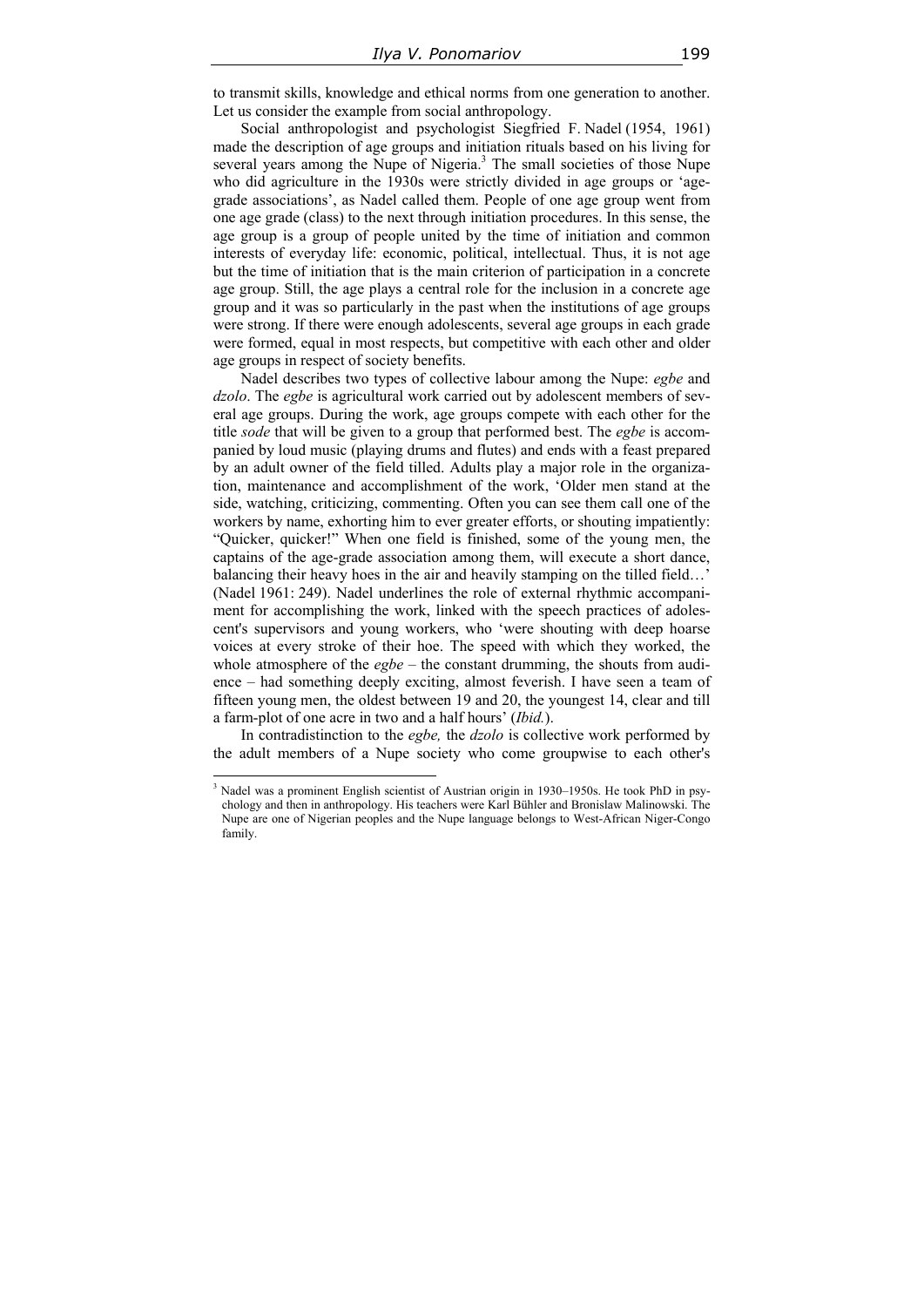to transmit skills, knowledge and ethical norms from one generation to another. Let us consider the example from social anthropology.

Social anthropologist and psychologist Siegfried F. Nadel (1954, 1961) made the description of age groups and initiation rituals based on his living for several years among the Nupe of Nigeria.[3] The small societies of those Nupe who did agriculture in the 1930s were strictly divided in age groups or 'age-grade associations', as Nadel called them. People of one age group went from one age grade (class) to the next through initiation procedures. In this sense, the age group is a group of people united by the time of initiation and common interests of everyday life: economic, political, intellectual. Thus, it is not age but the time of initiation that is the main criterion of participation in a concrete age group. Still, the age plays a central role for the inclusion in a concrete age group and it was so particularly in the past when the institutions of age groups were strong. If there were enough adolescents, several age groups in each grade were formed, equal in most respects, but competitive with each other and older age groups in respect of society benefits.

Nadel describes two types of collective labour among the Nupe: *egbe* and *dzolo*. The *egbe* is agricultural work carried out by adolescent members of several age groups. During the work, age groups compete with each other for the title *sode* that will be given to a group that performed best. The *egbe* is accompanied by loud music (playing drums and flutes) and ends with a feast prepared by an adult owner of the field tilled. Adults play a major role in the organization, maintenance and accomplishment of the work, 'Older men stand at the side, watching, criticizing, commenting. Often you can see them call one of the workers by name, exhorting him to ever greater efforts, or shouting impatiently: "Quicker, quicker!" When one field is finished, some of the young men, the captains of the age-grade association among them, will execute a short dance, balancing their heavy hoes in the air and heavily stamping on the tilled field…' (Nadel 1961: 249). Nadel underlines the role of external rhythmic accompaniment for accomplishing the work, linked with the speech practices of adolescent's supervisors and young workers, who 'were shouting with deep hoarse voices at every stroke of their hoe. The speed with which they worked, the whole atmosphere of the *egbe* – the constant drumming, the shouts from audience – had something deeply exciting, almost feverish. I have seen a team of fifteen young men, the oldest between 19 and 20, the youngest 14, clear and till a farm-plot of one acre in two and a half hours' (*Ibid.*).

In contradistinction to the *egbe,* the *dzolo* is collective work performed by the adult members of a Nupe society who come groupwise to each other's

---

[3] Nadel was a prominent English scientist of Austrian origin in 1930–1950s. He took PhD in psychology and then in anthropology. His teachers were Karl Bühler and Bronislaw Malinowski. The Nupe are one of Nigerian peoples and the Nupe language belongs to West-African Niger-Congo family.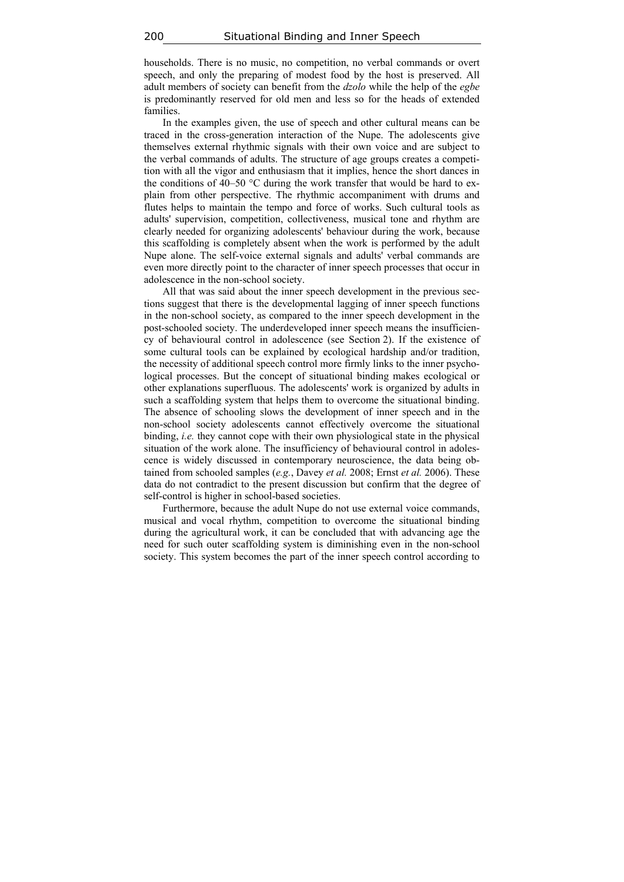households. There is no music, no competition, no verbal commands or overt speech, and only the preparing of modest food by the host is preserved. All adult members of society can benefit from the *dzolo* while the help of the *egbe* is predominantly reserved for old men and less so for the heads of extended families.

In the examples given, the use of speech and other cultural means can be traced in the cross-generation interaction of the Nupe. The adolescents give themselves external rhythmic signals with their own voice and are subject to the verbal commands of adults. The structure of age groups creates a competition with all the vigor and enthusiasm that it implies, hence the short dances in the conditions of 40–50 °C during the work transfer that would be hard to explain from other perspective. The rhythmic accompaniment with drums and flutes helps to maintain the tempo and force of works. Such cultural tools as adults' supervision, competition, collectiveness, musical tone and rhythm are clearly needed for organizing adolescents' behaviour during the work, because this scaffolding is completely absent when the work is performed by the adult Nupe alone. The self-voice external signals and adults' verbal commands are even more directly point to the character of inner speech processes that occur in adolescence in the non-school society.

All that was said about the inner speech development in the previous sections suggest that there is the developmental lagging of inner speech functions in the non-school society, as compared to the inner speech development in the post-schooled society. The underdeveloped inner speech means the insufficiency of behavioural control in adolescence (see Section 2). If the existence of some cultural tools can be explained by ecological hardship and/or tradition, the necessity of additional speech control more firmly links to the inner psychological processes. But the concept of situational binding makes ecological or other explanations superfluous. The adolescents' work is organized by adults in such a scaffolding system that helps them to overcome the situational binding. The absence of schooling slows the development of inner speech and in the non-school society adolescents cannot effectively overcome the situational binding, *i.e.* they cannot cope with their own physiological state in the physical situation of the work alone. The insufficiency of behavioural control in adolescence is widely discussed in contemporary neuroscience, the data being obtained from schooled samples (*e.g.*, Davey *et al.* 2008; Ernst *et al.* 2006). These data do not contradict to the present discussion but confirm that the degree of self-control is higher in school-based societies.

Furthermore, because the adult Nupe do not use external voice commands, musical and vocal rhythm, competition to overcome the situational binding during the agricultural work, it can be concluded that with advancing age the need for such outer scaffolding system is diminishing even in the non-school society. This system becomes the part of the inner speech control according to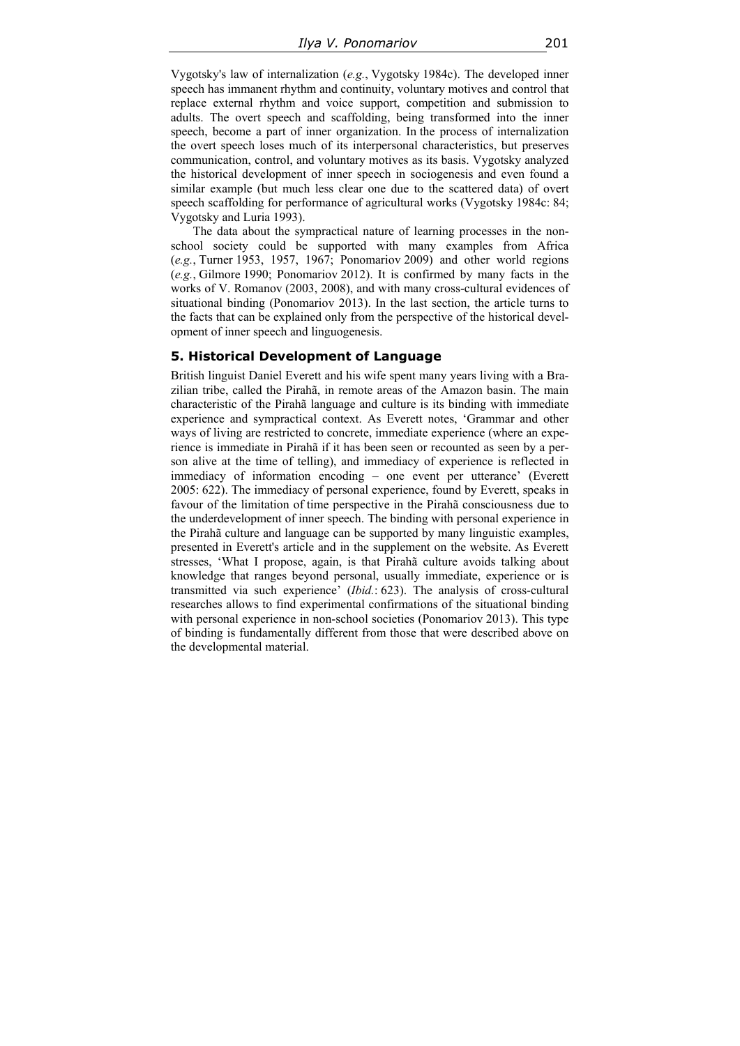Vygotsky's law of internalization (*e.g.*, Vygotsky 1984c). The developed inner speech has immanent rhythm and continuity, voluntary motives and control that replace external rhythm and voice support, competition and submission to adults. The overt speech and scaffolding, being transformed into the inner speech, become a part of inner organization. In the process of internalization the overt speech loses much of its interpersonal characteristics, but preserves communication, control, and voluntary motives as its basis. Vygotsky analyzed the historical development of inner speech in sociogenesis and even found a similar example (but much less clear one due to the scattered data) of overt speech scaffolding for performance of agricultural works (Vygotsky 1984c: 84; Vygotsky and Luria 1993).

The data about the sympractical nature of learning processes in the non-school society could be supported with many examples from Africa (*e.g.*, Turner 1953, 1957, 1967; Ponomariov 2009) and other world regions (*e.g.*, Gilmore 1990; Ponomariov 2012). It is confirmed by many facts in the works of V. Romanov (2003, 2008), and with many cross-cultural evidences of situational binding (Ponomariov 2013). In the last section, the article turns to the facts that can be explained only from the perspective of the historical development of inner speech and linguogenesis.

## 5. Historical Development of Language

British linguist Daniel Everett and his wife spent many years living with a Brazilian tribe, called the Pirahã, in remote areas of the Amazon basin. The main characteristic of the Pirahã language and culture is its binding with immediate experience and sympractical context. As Everett notes, 'Grammar and other ways of living are restricted to concrete, immediate experience (where an experience is immediate in Pirahã if it has been seen or recounted as seen by a person alive at the time of telling), and immediacy of experience is reflected in immediacy of information encoding – one event per utterance' (Everett 2005: 622). The immediacy of personal experience, found by Everett, speaks in favour of the limitation of time perspective in the Pirahã consciousness due to the underdevelopment of inner speech. The binding with personal experience in the Pirahã culture and language can be supported by many linguistic examples, presented in Everett's article and in the supplement on the website. As Everett stresses, 'What I propose, again, is that Pirahã culture avoids talking about knowledge that ranges beyond personal, usually immediate, experience or is transmitted via such experience' (*Ibid.*: 623). The analysis of cross-cultural researches allows to find experimental confirmations of the situational binding with personal experience in non-school societies (Ponomariov 2013). This type of binding is fundamentally different from those that were described above on the developmental material.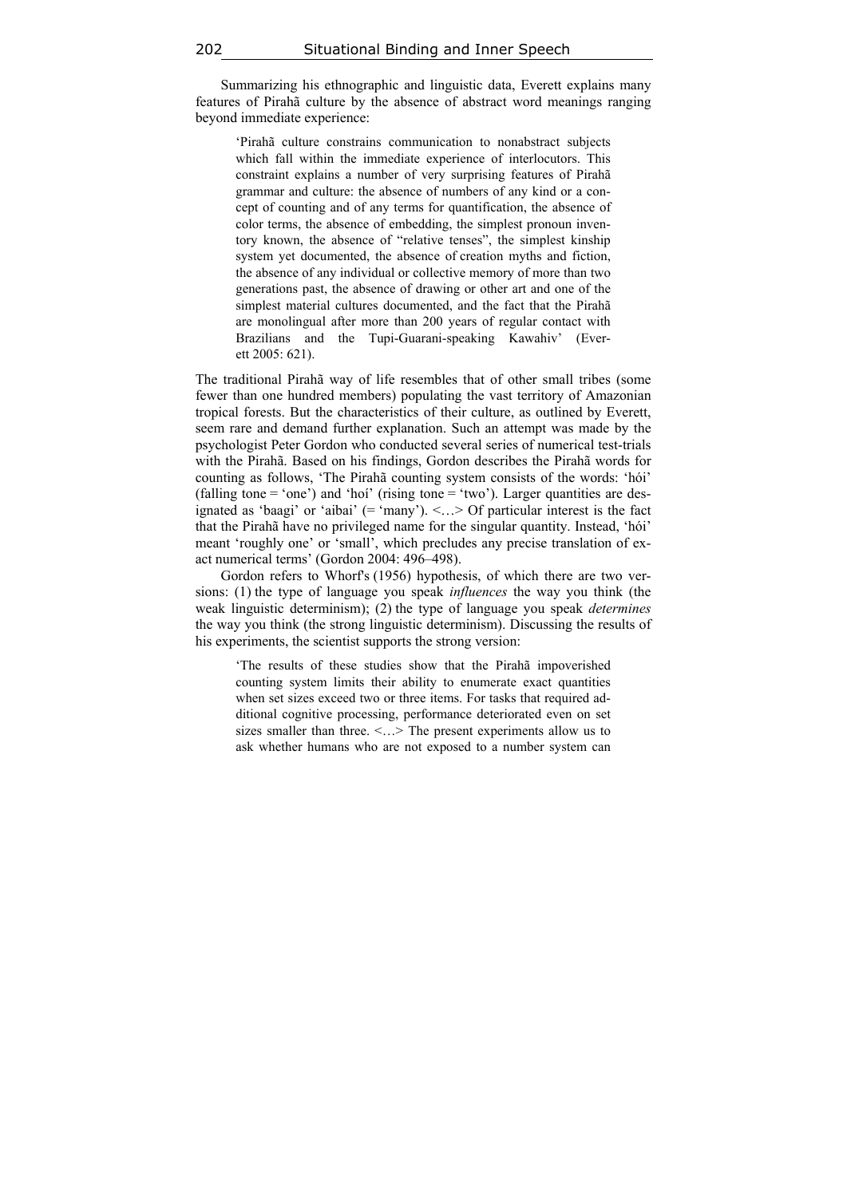Summarizing his ethnographic and linguistic data, Everett explains many features of Pirahã culture by the absence of abstract word meanings ranging beyond immediate experience:

> 'Pirahã culture constrains communication to nonabstract subjects which fall within the immediate experience of interlocutors. This constraint explains a number of very surprising features of Pirahã grammar and culture: the absence of numbers of any kind or a concept of counting and of any terms for quantification, the absence of color terms, the absence of embedding, the simplest pronoun inventory known, the absence of "relative tenses", the simplest kinship system yet documented, the absence of creation myths and fiction, the absence of any individual or collective memory of more than two generations past, the absence of drawing or other art and one of the simplest material cultures documented, and the fact that the Pirahã are monolingual after more than 200 years of regular contact with Brazilians and the Tupi-Guarani-speaking Kawahiv' (Everett 2005: 621).

The traditional Pirahã way of life resembles that of other small tribes (some fewer than one hundred members) populating the vast territory of Amazonian tropical forests. But the characteristics of their culture, as outlined by Everett, seem rare and demand further explanation. Such an attempt was made by the psychologist Peter Gordon who conducted several series of numerical test-trials with the Pirahã. Based on his findings, Gordon describes the Pirahã words for counting as follows, 'The Pirahã counting system consists of the words: 'hói' (falling tone = 'one') and 'hoí' (rising tone = 'two'). Larger quantities are designated as 'baagi' or 'aibai' (= 'many'). <…> Of particular interest is the fact that the Pirahã have no privileged name for the singular quantity. Instead, 'hói' meant 'roughly one' or 'small', which precludes any precise translation of exact numerical terms' (Gordon 2004: 496–498).

Gordon refers to Whorf's (1956) hypothesis, of which there are two versions: (1) the type of language you speak *influences* the way you think (the weak linguistic determinism); (2) the type of language you speak *determines* the way you think (the strong linguistic determinism). Discussing the results of his experiments, the scientist supports the strong version:

> 'The results of these studies show that the Pirahã impoverished counting system limits their ability to enumerate exact quantities when set sizes exceed two or three items. For tasks that required additional cognitive processing, performance deteriorated even on set sizes smaller than three. <…> The present experiments allow us to ask whether humans who are not exposed to a number system can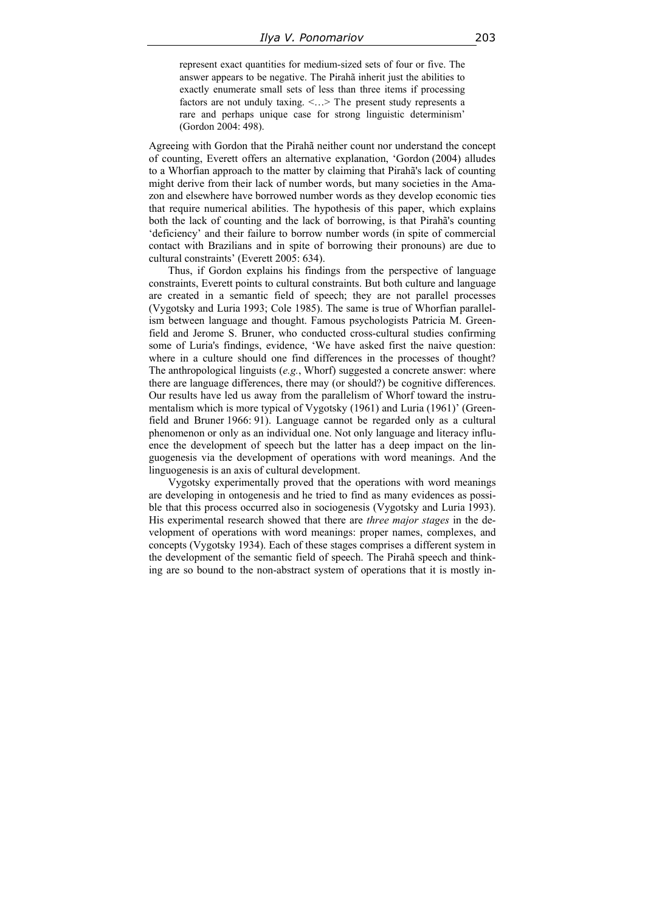> represent exact quantities for medium-sized sets of four or five. The answer appears to be negative. The Pirahã inherit just the abilities to exactly enumerate small sets of less than three items if processing factors are not unduly taxing. <…> The present study represents a rare and perhaps unique case for strong linguistic determinism' (Gordon 2004: 498).

Agreeing with Gordon that the Pirahã neither count nor understand the concept of counting, Everett offers an alternative explanation, 'Gordon (2004) alludes to a Whorfian approach to the matter by claiming that Pirahã's lack of counting might derive from their lack of number words, but many societies in the Amazon and elsewhere have borrowed number words as they develop economic ties that require numerical abilities. The hypothesis of this paper, which explains both the lack of counting and the lack of borrowing, is that Pirahã's counting 'deficiency' and their failure to borrow number words (in spite of commercial contact with Brazilians and in spite of borrowing their pronouns) are due to cultural constraints' (Everett 2005: 634).

Thus, if Gordon explains his findings from the perspective of language constraints, Everett points to cultural constraints. But both culture and language are created in a semantic field of speech; they are not parallel processes (Vygotsky and Luria 1993; Cole 1985). The same is true of Whorfian parallelism between language and thought. Famous psychologists Patricia M. Greenfield and Jerome S. Bruner, who conducted cross-cultural studies confirming some of Luria's findings, evidence, 'We have asked first the naive question: where in a culture should one find differences in the processes of thought? The anthropological linguists (*e.g.*, Whorf) suggested a concrete answer: where there are language differences, there may (or should?) be cognitive differences. Our results have led us away from the parallelism of Whorf toward the instrumentalism which is more typical of Vygotsky (1961) and Luria (1961)' (Greenfield and Bruner 1966: 91). Language cannot be regarded only as a cultural phenomenon or only as an individual one. Not only language and literacy influence the development of speech but the latter has a deep impact on the linguogenesis via the development of operations with word meanings. And the linguogenesis is an axis of cultural development.

Vygotsky experimentally proved that the operations with word meanings are developing in ontogenesis and he tried to find as many evidences as possible that this process occurred also in sociogenesis (Vygotsky and Luria 1993). His experimental research showed that there are *three major stages* in the development of operations with word meanings: proper names, complexes, and concepts (Vygotsky 1934). Each of these stages comprises a different system in the development of the semantic field of speech. The Pirahã speech and thinking are so bound to the non-abstract system of operations that it is mostly in-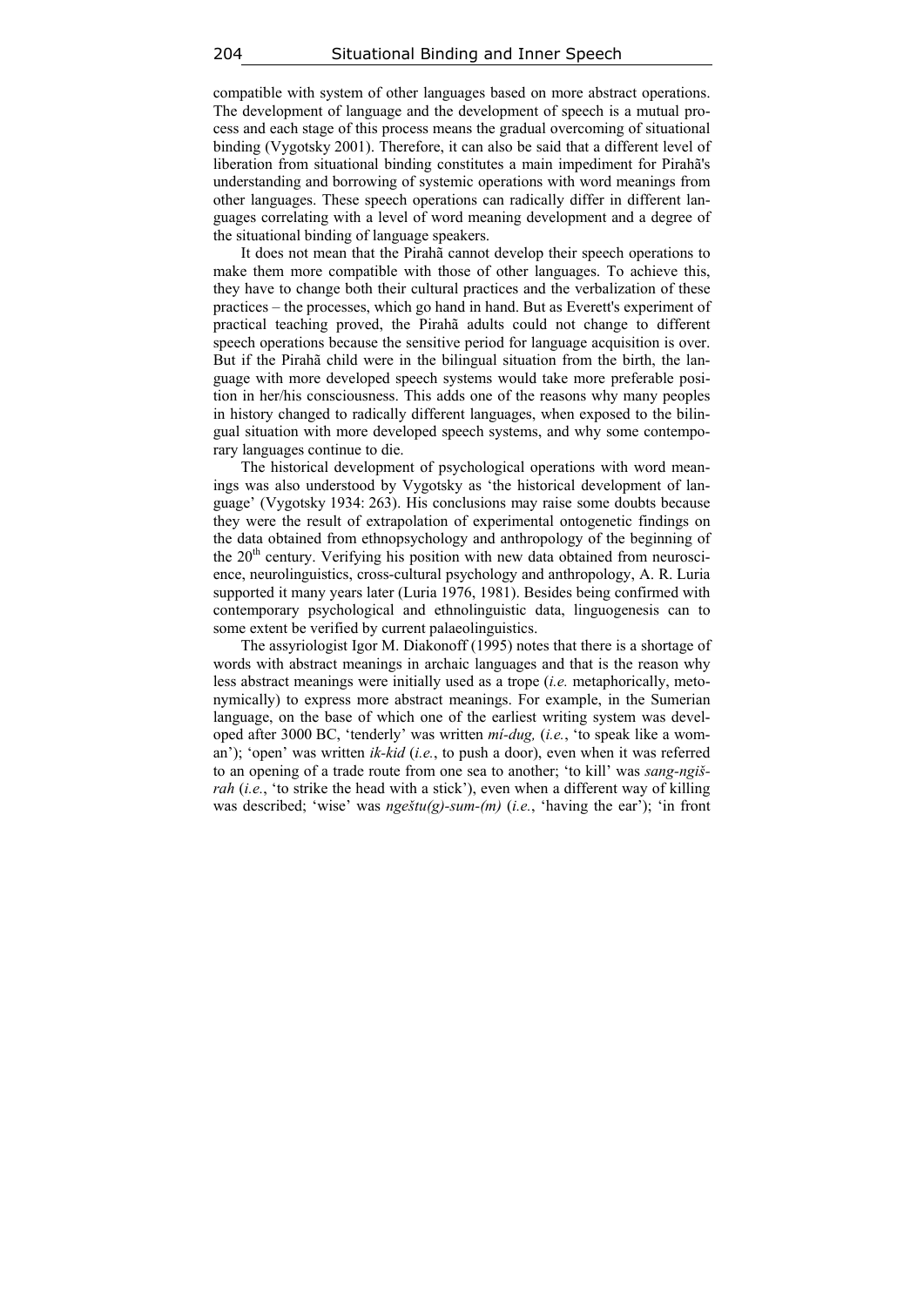compatible with system of other languages based on more abstract operations. The development of language and the development of speech is a mutual process and each stage of this process means the gradual overcoming of situational binding (Vygotsky 2001). Therefore, it can also be said that a different level of liberation from situational binding constitutes a main impediment for Pirahã's understanding and borrowing of systemic operations with word meanings from other languages. These speech operations can radically differ in different languages correlating with a level of word meaning development and a degree of the situational binding of language speakers.

It does not mean that the Pirahã cannot develop their speech operations to make them more compatible with those of other languages. To achieve this, they have to change both their cultural practices and the verbalization of these practices – the processes, which go hand in hand. But as Everett's experiment of practical teaching proved, the Pirahã adults could not change to different speech operations because the sensitive period for language acquisition is over. But if the Pirahã child were in the bilingual situation from the birth, the language with more developed speech systems would take more preferable position in her/his consciousness. This adds one of the reasons why many peoples in history changed to radically different languages, when exposed to the bilingual situation with more developed speech systems, and why some contemporary languages continue to die.

The historical development of psychological operations with word meanings was also understood by Vygotsky as 'the historical development of language' (Vygotsky 1934: 263). His conclusions may raise some doubts because they were the result of extrapolation of experimental ontogenetic findings on the data obtained from ethnopsychology and anthropology of the beginning of the 20th century. Verifying his position with new data obtained from neuroscience, neurolinguistics, cross-cultural psychology and anthropology, A. R. Luria supported it many years later (Luria 1976, 1981). Besides being confirmed with contemporary psychological and ethnolinguistic data, linguogenesis can to some extent be verified by current palaeolinguistics.

The assyriologist Igor M. Diakonoff (1995) notes that there is a shortage of words with abstract meanings in archaic languages and that is the reason why less abstract meanings were initially used as a trope (*i.e.* metaphorically, metonymically) to express more abstract meanings. For example, in the Sumerian language, on the base of which one of the earliest writing system was developed after 3000 BC, 'tenderly' was written *mí-dug,* (*i.e.*, 'to speak like a woman'); 'open' was written *ik-kid* (*i.e.*, to push a door), even when it was referred to an opening of a trade route from one sea to another; 'to kill' was *sang-ngiš-rah* (*i.e.*, 'to strike the head with a stick'), even when a different way of killing was described; 'wise' was *ngeštu(g)-sum-(m)* (*i.e.*, 'having the ear'); 'in front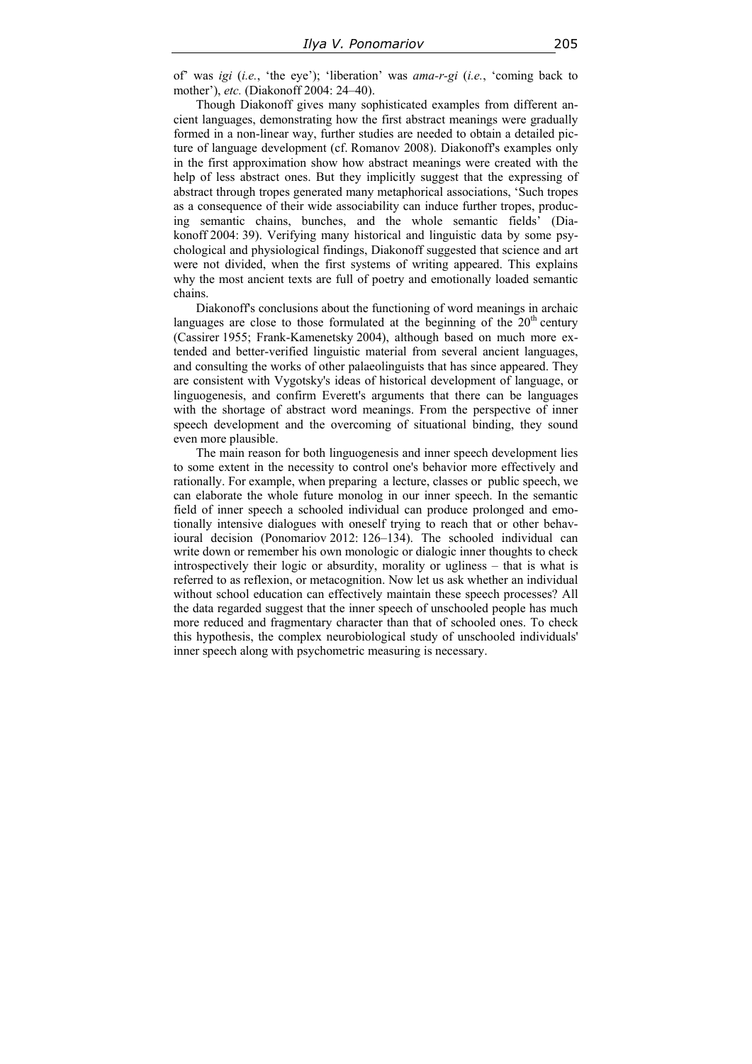of' was *igi* (*i.e.*, 'the eye'); 'liberation' was *ama-r-gi* (*i.e.*, 'coming back to mother'), *etc.* (Diakonoff 2004: 24–40).

Though Diakonoff gives many sophisticated examples from different ancient languages, demonstrating how the first abstract meanings were gradually formed in a non-linear way, further studies are needed to obtain a detailed picture of language development (cf. Romanov 2008). Diakonoff's examples only in the first approximation show how abstract meanings were created with the help of less abstract ones. But they implicitly suggest that the expressing of abstract through tropes generated many metaphorical associations, 'Such tropes as a consequence of their wide associability can induce further tropes, producing semantic chains, bunches, and the whole semantic fields' (Diakonoff 2004: 39). Verifying many historical and linguistic data by some psychological and physiological findings, Diakonoff suggested that science and art were not divided, when the first systems of writing appeared. This explains why the most ancient texts are full of poetry and emotionally loaded semantic chains.

Diakonoff's conclusions about the functioning of word meanings in archaic languages are close to those formulated at the beginning of the 20th century (Cassirer 1955; Frank-Kamenetsky 2004), although based on much more extended and better-verified linguistic material from several ancient languages, and consulting the works of other palaeolinguists that has since appeared. They are consistent with Vygotsky's ideas of historical development of language, or linguogenesis, and confirm Everett's arguments that there can be languages with the shortage of abstract word meanings. From the perspective of inner speech development and the overcoming of situational binding, they sound even more plausible.

The main reason for both linguogenesis and inner speech development lies to some extent in the necessity to control one's behavior more effectively and rationally. For example, when preparing a lecture, classes or public speech, we can elaborate the whole future monolog in our inner speech. In the semantic field of inner speech a schooled individual can produce prolonged and emotionally intensive dialogues with oneself trying to reach that or other behavioural decision (Ponomariov 2012: 126–134). The schooled individual can write down or remember his own monologic or dialogic inner thoughts to check introspectively their logic or absurdity, morality or ugliness – that is what is referred to as reflexion, or metacognition. Now let us ask whether an individual without school education can effectively maintain these speech processes? All the data regarded suggest that the inner speech of unschooled people has much more reduced and fragmentary character than that of schooled ones. To check this hypothesis, the complex neurobiological study of unschooled individuals' inner speech along with psychometric measuring is necessary.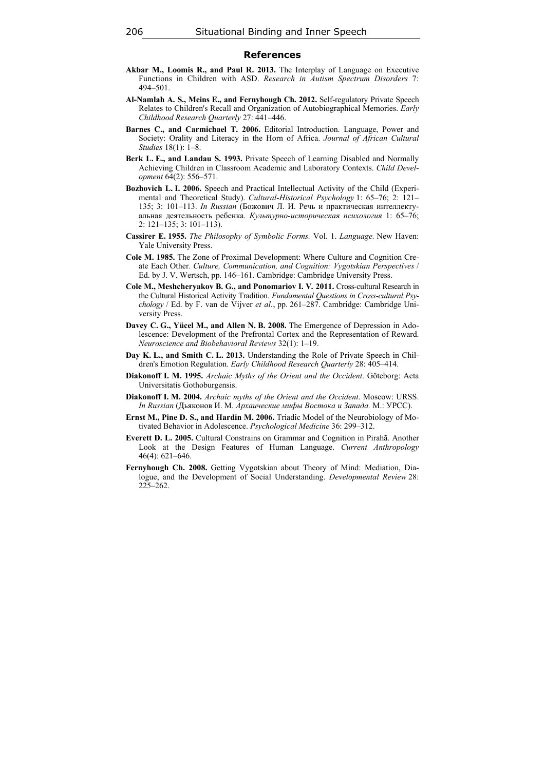## References

**Akbar M., Loomis R., and Paul R. 2013.** The Interplay of Language on Executive Functions in Children with ASD. *Research in Autism Spectrum Disorders* 7: 494–501.

**Al-Namlah A. S., Meins E., and Fernyhough Ch. 2012.** Self-regulatory Private Speech Relates to Children's Recall and Organization of Autobiographical Memories. *Early Childhood Research Quarterly* 27: 441–446.

**Barnes C., and Carmichael T. 2006.** Editorial Introduction. Language, Power and Society: Orality and Literacy in the Horn of Africa. *Journal of African Cultural Studies* 18(1): 1–8.

**Berk L. E., and Landau S. 1993.** Private Speech of Learning Disabled and Normally Achieving Children in Classroom Academic and Laboratory Contexts. *Child Development* 64(2): 556–571.

**Bozhovich L. I. 2006.** Speech and Practical Intellectual Activity of the Child (Experimental and Theoretical Study). *Cultural-Historical Psychology* 1: 65–76; 2: 121–135; 3: 101–113. *In Russian* (Божович Л. И. Речь и практическая интеллектуальная деятельность ребенка. *Культурно-историческая психология* 1: 65–76; 2: 121–135; 3: 101–113).

**Cassirer E. 1955.** *The Philosophy of Symbolic Forms.* Vol. 1. *Language.* New Haven: Yale University Press.

**Cole M. 1985.** The Zone of Proximal Development: Where Culture and Cognition Create Each Other. *Culture, Communication, and Cognition: Vygotskian Perspectives* / Ed. by J. V. Wertsch, pp. 146–161. Cambridge: Cambridge University Press.

**Cole M., Meshcheryakov B. G., and Ponomariov I. V. 2011.** Cross-cultural Research in the Cultural Historical Activity Tradition. *Fundamental Questions in Cross-cultural Psychology* / Ed. by F. van de Vijver *et al.*, pp. 261–287. Cambridge: Cambridge University Press.

**Davey C. G., Yücel M., and Allen N. B. 2008.** The Emergence of Depression in Adolescence: Development of the Prefrontal Cortex and the Representation of Reward. *Neuroscience and Biobehavioral Reviews* 32(1): 1–19.

**Day K. L., and Smith C. L. 2013.** Understanding the Role of Private Speech in Children's Emotion Regulation. *Early Childhood Research Quarterly* 28: 405–414.

**Diakonoff I. M. 1995.** *Archaic Myths of the Orient and the Occident*. Göteborg: Acta Universitatis Gothoburgensis.

**Diakonoff I. M. 2004.** *Archaic myths of the Orient and the Occident*. Moscow: URSS. *In Russian* (Дьяконов И. М. *Архаические мифы Востока и Запада.* М.: УРСС).

**Ernst M., Pine D. S., and Hardin M. 2006.** Triadic Model of the Neurobiology of Motivated Behavior in Adolescence. *Psychological Medicine* 36: 299–312.

**Everett D. L. 2005.** Cultural Constrains on Grammar and Cognition in Pirahã. Another Look at the Design Features of Human Language. *Current Anthropology* 46(4): 621–646.

**Fernyhough Ch. 2008.** Getting Vygotskian about Theory of Mind: Mediation, Dialogue, and the Development of Social Understanding. *Developmental Review* 28: 225–262.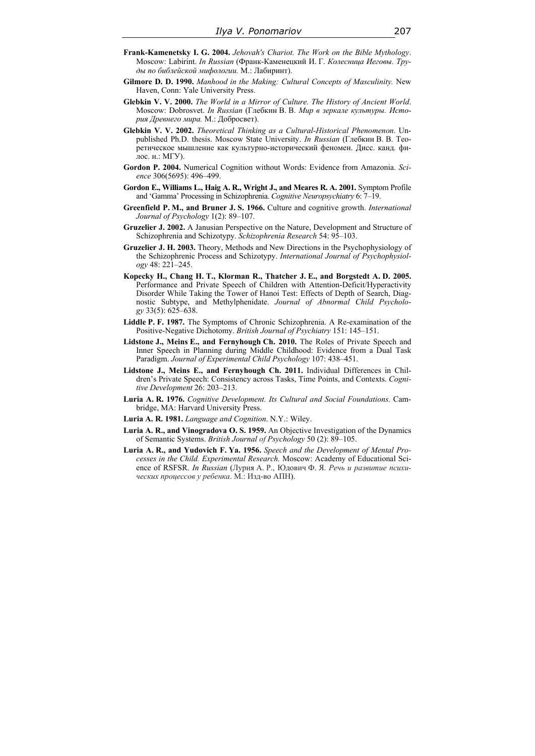**Frank-Kamenetsky I. G. 2004.** *Jehovah's Chariot. The Work on the Bible Mythology*. Moscow: Labirint. *In Russian* (Франк-Каменецкий И. Г. *Колесница Иеговы. Труды по библейской мифологии.* М.: Лабиринт).

**Gilmore D. D. 1990.** *Manhood in the Making: Cultural Concepts of Masculinity.* New Haven, Conn: Yale University Press.

**Glebkin V. V. 2000.** *The World in a Mirror of Culture. The History of Ancient World*. Moscow: Dobrosvet. *In Russian* (Глебкин В. В. *Мир в зеркале культуры. История Древнего мира.* М.: Добросвет).

**Glebkin V. V. 2002.** *Theoretical Thinking as a Cultural-Historical Phenomenon*. Unpublished Ph.D. thesis. Moscow State University. *In Russian* (Глебкин В. В. Теоретическое мышление как культурно-исторический феномен. Дисс. канд. филос. н.: МГУ).

**Gordon P. 2004.** Numerical Cognition without Words: Evidence from Amazonia. *Science* 306(5695): 496–499.

**Gordon E., Williams L., Haig A. R., Wright J., and Meares R. A. 2001.** Symptom Profile and 'Gamma' Processing in Schizophrenia. *Cognitive Neuropsychiatry* 6: 7–19.

**Greenfield P. M., and Bruner J. S. 1966.** Culture and cognitive growth. *International Journal of Psychology* 1(2): 89–107.

**Gruzelier J. 2002.** A Janusian Perspective on the Nature, Development and Structure of Schizophrenia and Schizotypy. *Schizophrenia Research* 54: 95–103.

**Gruzelier J. H. 2003.** Theory, Methods and New Directions in the Psychophysiology of the Schizophrenic Process and Schizotypy. *International Journal of Psychophysiology* 48: 221–245.

**Kopecky H., Chang H. T., Klorman R., Thatcher J. E., and Borgstedt A. D. 2005.** Performance and Private Speech of Children with Attention-Deficit/Hyperactivity Disorder While Taking the Tower of Hanoi Test: Effects of Depth of Search, Diagnostic Subtype, and Methylphenidate. *Journal of Abnormal Child Psychology* 33(5): 625–638.

**Liddle P. F. 1987.** The Symptoms of Chronic Schizophrenia. A Re-examination of the Positive-Negative Dichotomy. *British Journal of Psychiatry* 151: 145–151.

**Lidstone J., Meins E., and Fernyhough Ch. 2010.** The Roles of Private Speech and Inner Speech in Planning during Middle Childhood: Evidence from a Dual Task Paradigm. *Journal of Experimental Child Psychology* 107: 438–451.

**Lidstone J., Meins E., and Fernyhough Ch. 2011.** Individual Differences in Children's Private Speech: Consistency across Tasks, Time Points, and Contexts. *Cognitive Development* 26: 203–213.

**Luria A. R. 1976.** *Cognitive Development. Its Cultural and Social Foundations.* Cambridge, MA: Harvard University Press.

**Luria A. R. 1981.** *Language and Cognition*. N.Y.: Wiley.

**Luria A. R., and Vinogradova O. S. 1959.** An Objective Investigation of the Dynamics of Semantic Systems. *British Journal of Psychology* 50 (2): 89–105.

**Luria A. R., and Yudovich F. Ya. 1956.** *Speech and the Development of Mental Processes in the Child. Experimental Research.* Moscow: Academy of Educational Science of RSFSR. *In Russian* (Лурия А. Р., Юдович Ф. Я. *Речь и развитие психических процессов у ребенка*. М.: Изд-во АПН).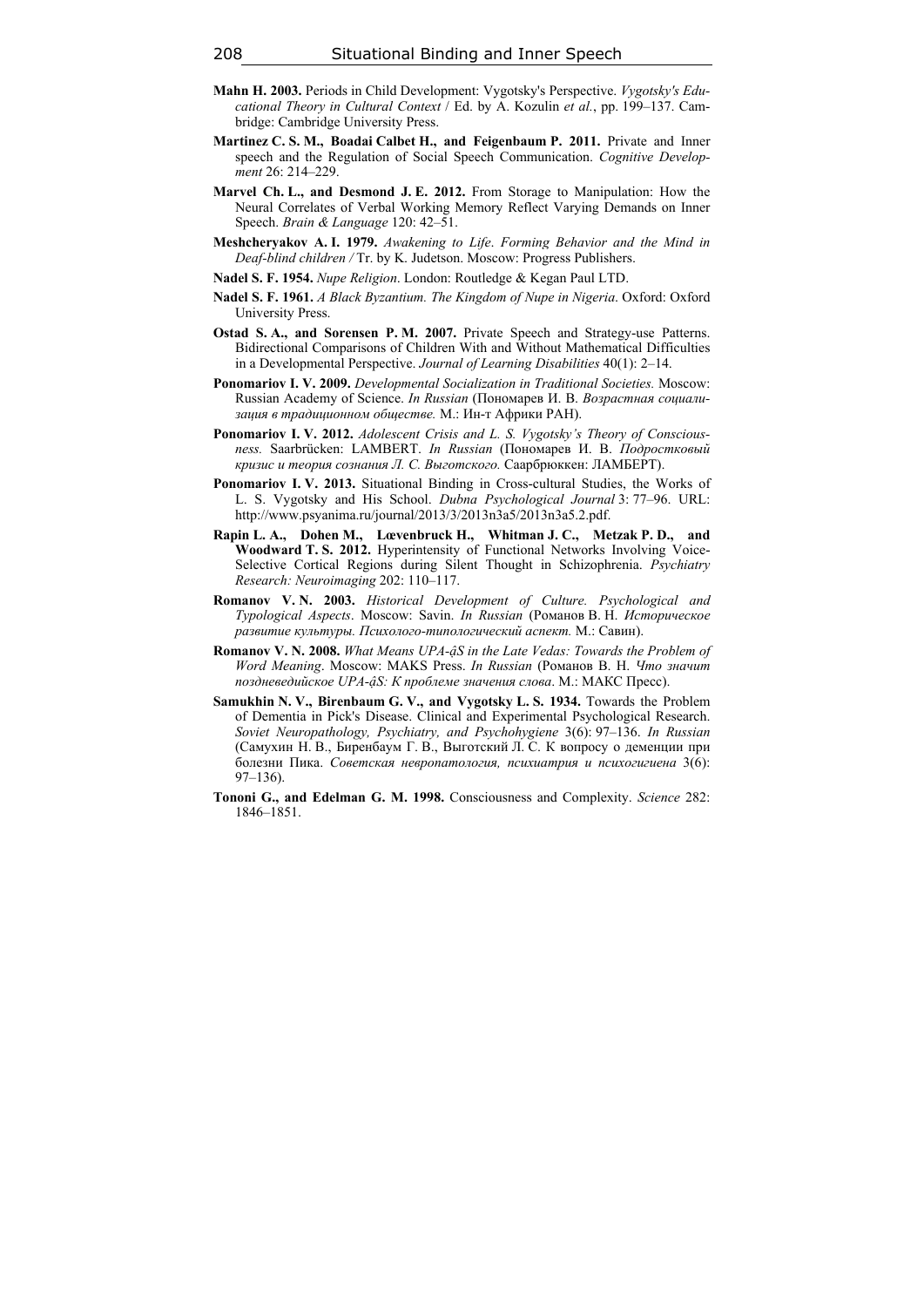**Mahn H. 2003.** Periods in Child Development: Vygotsky's Perspective. *Vygotsky's Educational Theory in Cultural Context* / Ed. by A. Kozulin *et al.*, pp. 199–137. Cambridge: Cambridge University Press.

**Martinez C. S. M., Boadai Calbet H., and Feigenbaum P. 2011.** Private and Inner speech and the Regulation of Social Speech Communication. *Cognitive Development* 26: 214–229.

**Marvel Ch. L., and Desmond J. E. 2012.** From Storage to Manipulation: How the Neural Correlates of Verbal Working Memory Reflect Varying Demands on Inner Speech. *Brain & Language* 120: 42–51.

**Meshcheryakov A. I. 1979.** *Awakening to Life. Forming Behavior and the Mind in Deaf-blind children* / Tr. by K. Judetson. Moscow: Progress Publishers.

**Nadel S. F. 1954.** *Nupe Religion*. London: Routledge & Kegan Paul LTD.

**Nadel S. F. 1961.** *A Black Byzantium. The Kingdom of Nupe in Nigeria*. Oxford: Oxford University Press.

**Ostad S. A., and Sorensen P. M. 2007.** Private Speech and Strategy-use Patterns. Bidirectional Comparisons of Children With and Without Mathematical Difficulties in a Developmental Perspective. *Journal of Learning Disabilities* 40(1): 2–14.

**Ponomariov I. V. 2009.** *Developmental Socialization in Traditional Societies.* Moscow: Russian Academy of Science. *In Russian* (Пономарев И. В. *Возрастная социализация в традиционном обществе.* М.: Ин-т Африки РАН).

**Ponomariov I. V. 2012.** *Adolescent Crisis and L. S. Vygotsky's Theory of Consciousness.* Saarbrücken: LAMBERT. *In Russian* (Пономарев И. В. *Подростковый кризис и теория сознания Л. С. Выготского.* Саарбрюккен: ЛАМБЕРТ).

**Ponomariov I. V. 2013.** Situational Binding in Cross-cultural Studies, the Works of L. S. Vygotsky and His School. *Dubna Psychological Journal* 3: 77–96. URL: http://www.psyanima.ru/journal/2013/3/2013n3a5/2013n3a5.2.pdf.

**Rapin L. A., Dohen M., Lœvenbruck H., Whitman J. C., Metzak P. D., and Woodward T. S. 2012.** Hyperintensity of Functional Networks Involving Voice-Selective Cortical Regions during Silent Thought in Schizophrenia. *Psychiatry Research: Neuroimaging* 202: 110–117.

**Romanov V. N. 2003.** *Historical Development of Culture. Psychological and Typological Aspects*. Moscow: Savin. *In Russian* (Романов В. Н. *Историческое развитие культуры. Психолого-типологический аспект.* М.: Савин).

**Romanov V. N. 2008.** *What Means UPA-âS in the Late Vedas: Towards the Problem of Word Meaning*. Moscow: MAKS Press. *In Russian* (Романов В. Н. *Что значит поздневедийское UPA-âS: К проблеме значения слова*. М.: МАКС Пресс).

**Samukhin N. V., Birenbaum G. V., and Vygotsky L. S. 1934.** Towards the Problem of Dementia in Pick's Disease. Clinical and Experimental Psychological Research. *Soviet Neuropathology, Psychiatry, and Psychohygiene* 3(6): 97–136. *In Russian* (Самухин Н. В., Биренбаум Г. В., Выготский Л. С. К вопросу о деменции при болезни Пика. *Советская невропатология, психиатрия и психогигиена* 3(6): 97–136).

**Tononi G., and Edelman G. M. 1998.** Consciousness and Complexity. *Science* 282: 1846–1851.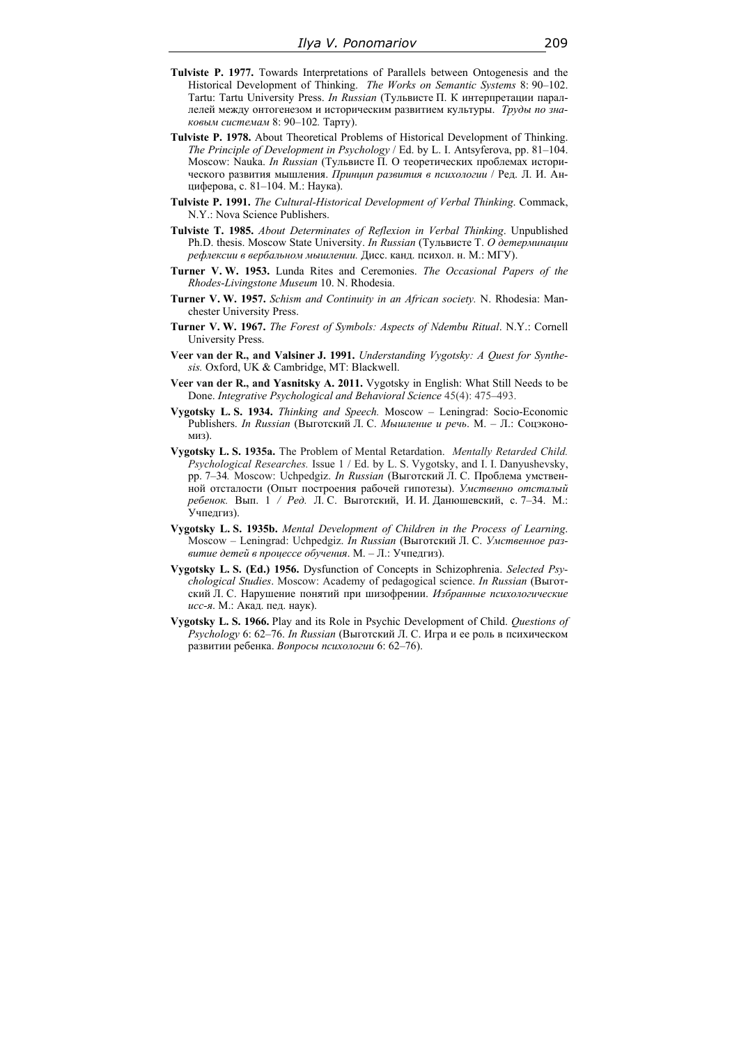**Tulviste P. 1977.** Towards Interpretations of Parallels between Ontogenesis and the Historical Development of Thinking. *The Works on Semantic Systems* 8: 90–102. Tartu: Tartu University Press. *In Russian* (Тульвисте П. К интерпретации параллелей между онтогенезом и историческим развитием культуры. *Труды по знаковым системам* 8: 90–102*.* Тарту).

**Tulviste P. 1978.** About Theoretical Problems of Historical Development of Thinking. *The Principle of Development in Psychology* / Ed. by L. I. Antsyferova, pp. 81–104. Moscow: Nauka. *In Russian* (Тульвисте П. О теоретических проблемах исторического развития мышления. *Принцип развития в психологии* / Ред. Л. И. Анциферова, с. 81–104. М.: Наука).

**Tulviste P. 1991.** *The Cultural-Historical Development of Verbal Thinking*. Commack, N.Y.: Nova Science Publishers.

**Tulviste T. 1985.** *About Determinates of Reflexion in Verbal Thinking*. Unpublished Ph.D. thesis. Moscow State University. *In Russian* (Тульвисте Т. *О детерминации рефлексии в вербальном мышлении.* Дисс. канд. психол. н. М.: МГУ).

**Turner V. W. 1953.** Lunda Rites and Ceremonies. *The Occasional Papers of the Rhodes-Livingstone Museum* 10. N. Rhodesia.

**Turner V. W. 1957.** *Schism and Continuity in an African society.* N. Rhodesia: Manchester University Press.

**Turner V. W. 1967.** *The Forest of Symbols: Aspects of Ndembu Ritual*. N.Y.: Cornell University Press.

**Veer van der R., and Valsiner J. 1991.** *Understanding Vygotsky: A Quest for Synthesis.* Oxford, UK & Cambridge, MT: Blackwell.

**Veer van der R., and Yasnitsky A. 2011.** Vygotsky in English: What Still Needs to be Done. *Integrative Psychological and Behavioral Science* 45(4): 475–493.

**Vygotsky L. S. 1934.** *Thinking and Speech.* Moscow – Leningrad: Socio-Economic Publishers. *In Russian* (Выготский Л. С. *Мышление и речь*. М. – Л.: Соцэкономиз).

**Vygotsky L. S. 1935a.** The Problem of Mental Retardation. *Mentally Retarded Child. Psychological Researches.* Issue 1 / Ed. by L. S. Vygotsky, and I. I. Danyushevsky, pp. 7–34*.* Moscow: Uchpedgiz. *In Russian* (Выготский Л. С. Проблема умственной отсталости (Опыт построения рабочей гипотезы). *Умственно отсталый ребенок.* Вып. 1 */ Ред.* Л. С. Выготский, И. И. Данюшевский, с. 7–34. М.: Учпедгиз).

**Vygotsky L. S. 1935b.** *Mental Development of Children in the Process of Learning*. Moscow – Leningrad: Uchpedgiz. *In Russian* (Выготский Л. С. *Умственное развитие детей в процессе обучения*. М. – Л.: Учпедгиз).

**Vygotsky L. S. (Ed.) 1956.** Dysfunction of Concepts in Schizophrenia. *Selected Psychological Studies*. Moscow: Academy of pedagogical science. *In Russian* (Выготский Л. С. Нарушение понятий при шизофрении. *Избранные психологические исс-я*. М.: Акад. пед. наук).

**Vygotsky L. S. 1966.** Play and its Role in Psychic Development of Child. *Questions of Psychology* 6: 62–76. *In Russian* (Выготский Л. С. Игра и ее роль в психическом развитии ребенка. *Вопросы психологии* 6: 62–76).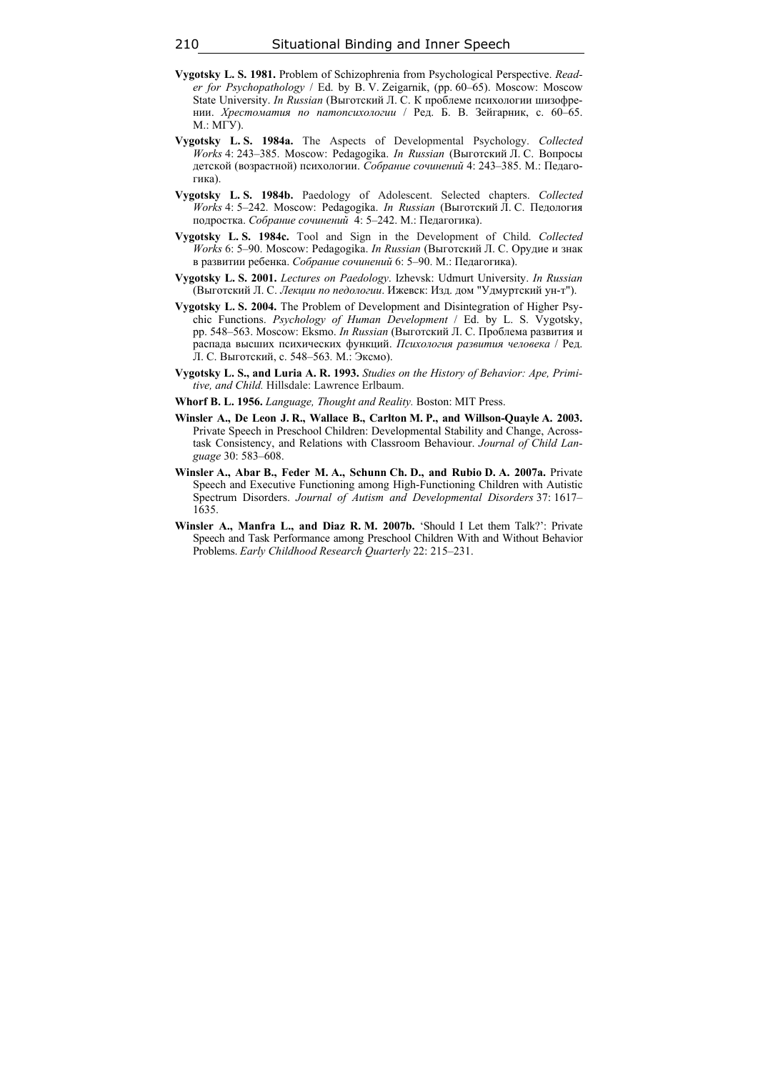**Vygotsky L. S. 1981.** Problem of Schizophrenia from Psychological Perspective. *Reader for Psychopathology* / Ed. by B. V. Zeigarnik, (pp. 60–65). Moscow: Moscow State University. *In Russian* (Выготский Л. С. К проблеме психологии шизофрении. *Хрестоматия по патопсихологии* / Ред. Б. В. Зейгарник, с. 60–65. М.: МГУ).

**Vygotsky L. S. 1984a.** The Aspects of Developmental Psychology. *Collected Works* 4: 243–385. Moscow: Pedagogika. *In Russian* (Выготский Л. С. Вопросы детской (возрастной) психологии. *Собрание сочинений* 4: 243–385. М.: Педагогика).

**Vygotsky L. S. 1984b.** Paedology of Adolescent. Selected chapters. *Collected Works* 4: 5–242. Moscow: Pedagogika. *In Russian* (Выготский Л. С. Педология подростка. *Собрание сочинений* 4: 5–242. М.: Педагогика).

**Vygotsky L. S. 1984c.** Tool and Sign in the Development of Child. *Collected Works* 6: 5–90. Moscow: Pedagogika. *In Russian* (Выготский Л. С. Орудие и знак в развитии ребенка. *Собрание сочинений* 6: 5–90. М.: Педагогика).

**Vygotsky L. S. 2001.** *Lectures on Paedology*. Izhevsk: Udmurt University. *In Russian* (Выготский Л. С. *Лекции по педологии*. Ижевск: Изд. дом "Удмуртский ун-т").

**Vygotsky L. S. 2004.** The Problem of Development and Disintegration of Higher Psychic Functions. *Psychology of Human Development* / Ed. by L. S. Vygotsky, pp. 548–563. Moscow: Eksmo. *In Russian* (Выготский Л. С. Проблема развития и распада высших психических функций. *Психология развития человека* / Ред. Л. С. Выготский, с. 548–563. М.: Эксмо).

**Vygotsky L. S., and Luria A. R. 1993.** *Studies on the History of Behavior: Ape, Primitive, and Child.* Hillsdale: Lawrence Erlbaum.

**Whorf B. L. 1956.** *Language, Thought and Reality.* Boston: MIT Press.

**Winsler A., De Leon J. R., Wallace B., Carlton M. P., and Willson-Quayle A. 2003.** Private Speech in Preschool Children: Developmental Stability and Change, Across-task Consistency, and Relations with Classroom Behaviour. *Journal of Child Language* 30: 583–608.

**Winsler A., Abar B., Feder M. A., Schunn Ch. D., and Rubio D. A. 2007a.** Private Speech and Executive Functioning among High-Functioning Children with Autistic Spectrum Disorders. *Journal of Autism and Developmental Disorders* 37: 1617–1635.

**Winsler A., Manfra L., and Diaz R. M. 2007b.** 'Should I Let them Talk?': Private Speech and Task Performance among Preschool Children With and Without Behavior Problems. *Early Childhood Research Quarterly* 22: 215–231.